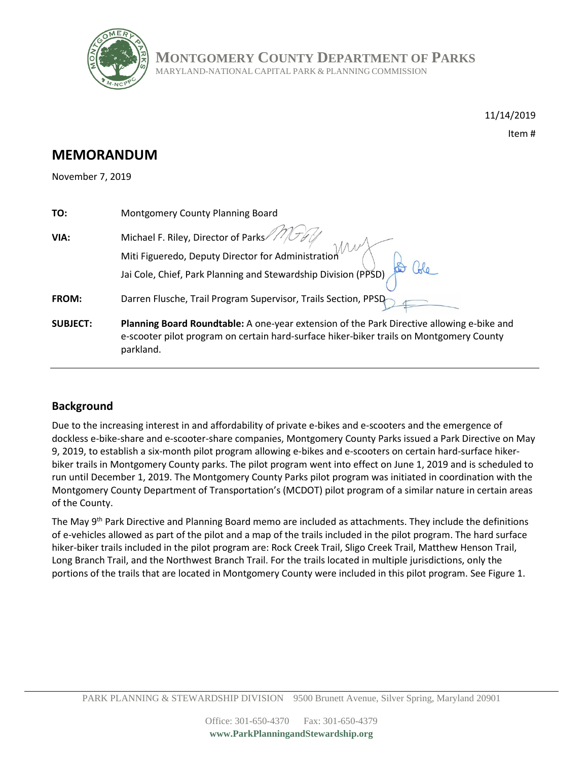**MONTGOMERY COUNTY DEPARTMENT OF PARKS**
MARYLAND-NATIONAL CAPITAL PARK & PLANNING COMMISSION

11/14/2019

Item #

# MEMORANDUM

November 7, 2019

**TO:** Montgomery County Planning Board

**VIA:** Michael F. Riley, Director of Parks
Miti Figueredo, Deputy Director for Administration
Jai Cole, Chief, Park Planning and Stewardship Division (PPSD)

**FROM:** Darren Flusche, Trail Program Supervisor, Trails Section, PPSD

**SUBJECT:** **Planning Board Roundtable:** A one-year extension of the Park Directive allowing e-bike and e-scooter pilot program on certain hard-surface hiker-biker trails on Montgomery County parkland.

## Background

Due to the increasing interest in and affordability of private e-bikes and e-scooters and the emergence of dockless e-bike-share and e-scooter-share companies, Montgomery County Parks issued a Park Directive on May 9, 2019, to establish a six-month pilot program allowing e-bikes and e-scooters on certain hard-surface hiker-biker trails in Montgomery County parks. The pilot program went into effect on June 1, 2019 and is scheduled to run until December 1, 2019. The Montgomery County Parks pilot program was initiated in coordination with the Montgomery County Department of Transportation's (MCDOT) pilot program of a similar nature in certain areas of the County.

The May 9th Park Directive and Planning Board memo are included as attachments. They include the definitions of e-vehicles allowed as part of the pilot and a map of the trails included in the pilot program. The hard surface hiker-biker trails included in the pilot program are: Rock Creek Trail, Sligo Creek Trail, Matthew Henson Trail, Long Branch Trail, and the Northwest Branch Trail. For the trails located in multiple jurisdictions, only the portions of the trails that are located in Montgomery County were included in this pilot program. See Figure 1.

PARK PLANNING & STEWARDSHIP DIVISION 9500 Brunett Avenue, Silver Spring, Maryland 20901

Office: 301-650-4370 Fax: 301-650-4379
**www.ParkPlanningandStewardship.org**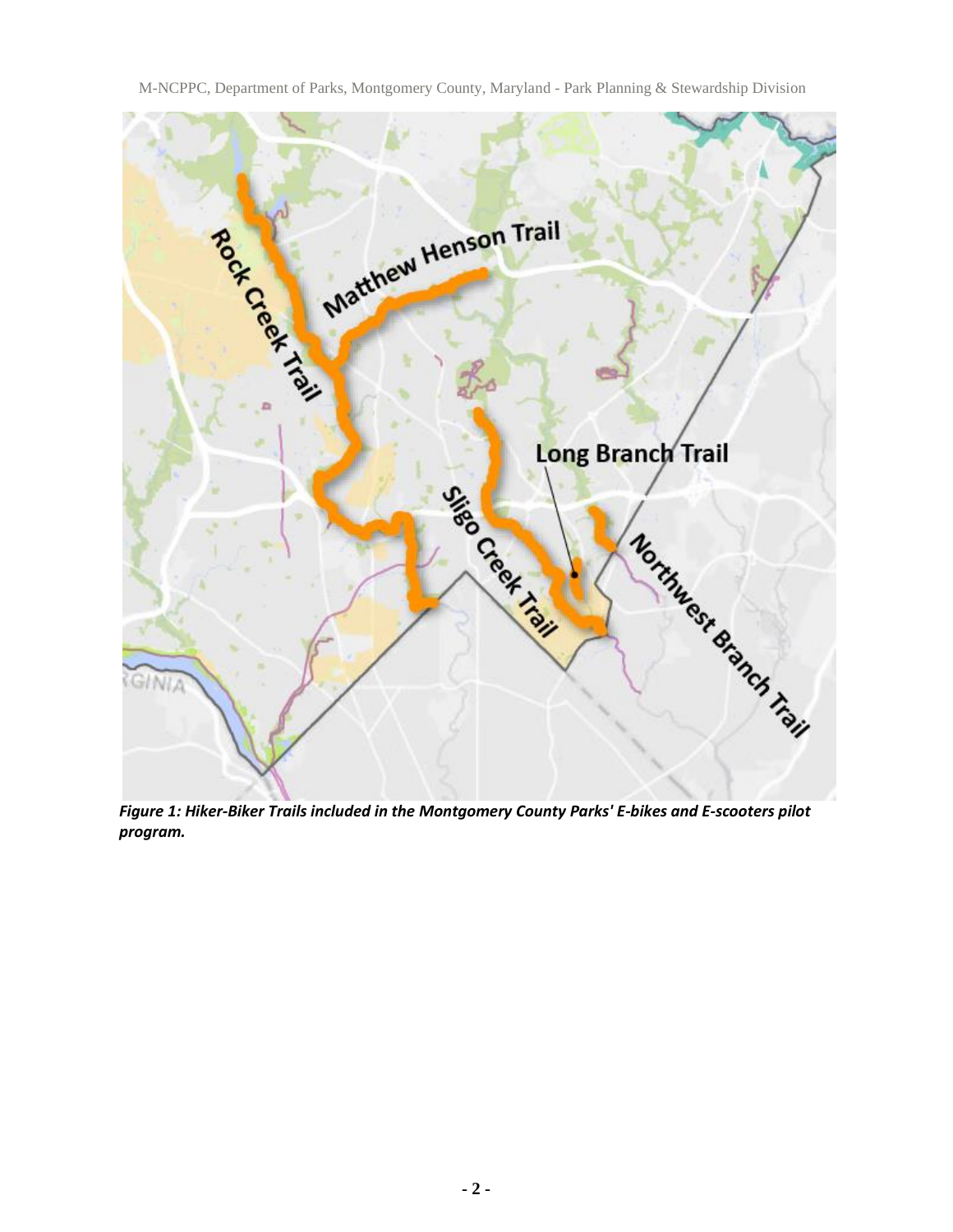***Figure 1: Hiker-Biker Trails included in the Montgomery County Parks' E-bikes and E-scooters pilot program.***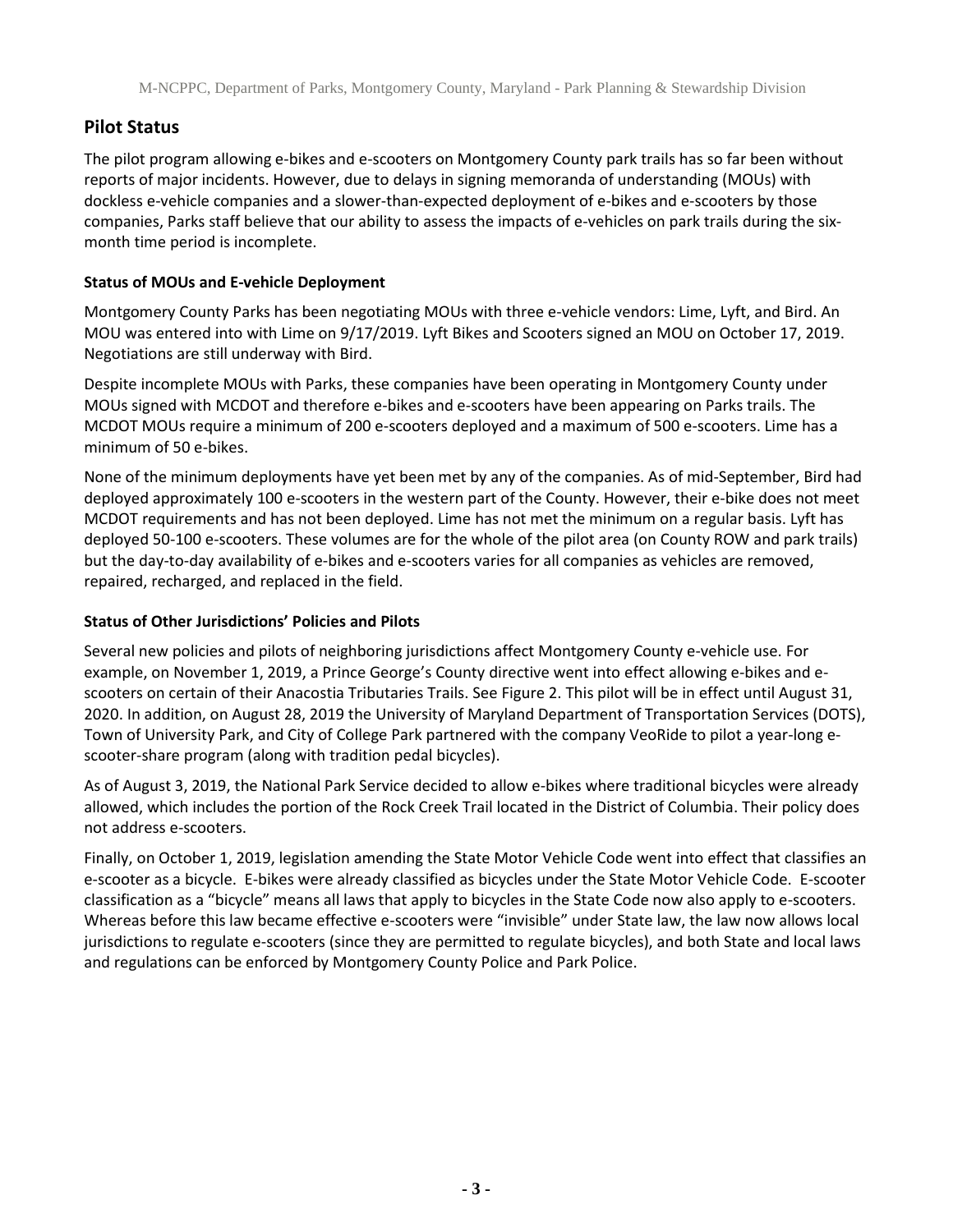## Pilot Status

The pilot program allowing e-bikes and e-scooters on Montgomery County park trails has so far been without reports of major incidents. However, due to delays in signing memoranda of understanding (MOUs) with dockless e-vehicle companies and a slower-than-expected deployment of e-bikes and e-scooters by those companies, Parks staff believe that our ability to assess the impacts of e-vehicles on park trails during the six-month time period is incomplete.

### Status of MOUs and E-vehicle Deployment

Montgomery County Parks has been negotiating MOUs with three e-vehicle vendors: Lime, Lyft, and Bird. An MOU was entered into with Lime on 9/17/2019. Lyft Bikes and Scooters signed an MOU on October 17, 2019. Negotiations are still underway with Bird.

Despite incomplete MOUs with Parks, these companies have been operating in Montgomery County under MOUs signed with MCDOT and therefore e-bikes and e-scooters have been appearing on Parks trails. The MCDOT MOUs require a minimum of 200 e-scooters deployed and a maximum of 500 e-scooters. Lime has a minimum of 50 e-bikes.

None of the minimum deployments have yet been met by any of the companies. As of mid-September, Bird had deployed approximately 100 e-scooters in the western part of the County. However, their e-bike does not meet MCDOT requirements and has not been deployed. Lime has not met the minimum on a regular basis. Lyft has deployed 50-100 e-scooters. These volumes are for the whole of the pilot area (on County ROW and park trails) but the day-to-day availability of e-bikes and e-scooters varies for all companies as vehicles are removed, repaired, recharged, and replaced in the field.

### Status of Other Jurisdictions' Policies and Pilots

Several new policies and pilots of neighboring jurisdictions affect Montgomery County e-vehicle use. For example, on November 1, 2019, a Prince George's County directive went into effect allowing e-bikes and e-scooters on certain of their Anacostia Tributaries Trails. See Figure 2. This pilot will be in effect until August 31, 2020. In addition, on August 28, 2019 the University of Maryland Department of Transportation Services (DOTS), Town of University Park, and City of College Park partnered with the company VeoRide to pilot a year-long e-scooter-share program (along with tradition pedal bicycles).

As of August 3, 2019, the National Park Service decided to allow e-bikes where traditional bicycles were already allowed, which includes the portion of the Rock Creek Trail located in the District of Columbia. Their policy does not address e-scooters.

Finally, on October 1, 2019, legislation amending the State Motor Vehicle Code went into effect that classifies an e-scooter as a bicycle. E-bikes were already classified as bicycles under the State Motor Vehicle Code. E-scooter classification as a "bicycle" means all laws that apply to bicycles in the State Code now also apply to e-scooters. Whereas before this law became effective e-scooters were "invisible" under State law, the law now allows local jurisdictions to regulate e-scooters (since they are permitted to regulate bicycles), and both State and local laws and regulations can be enforced by Montgomery County Police and Park Police.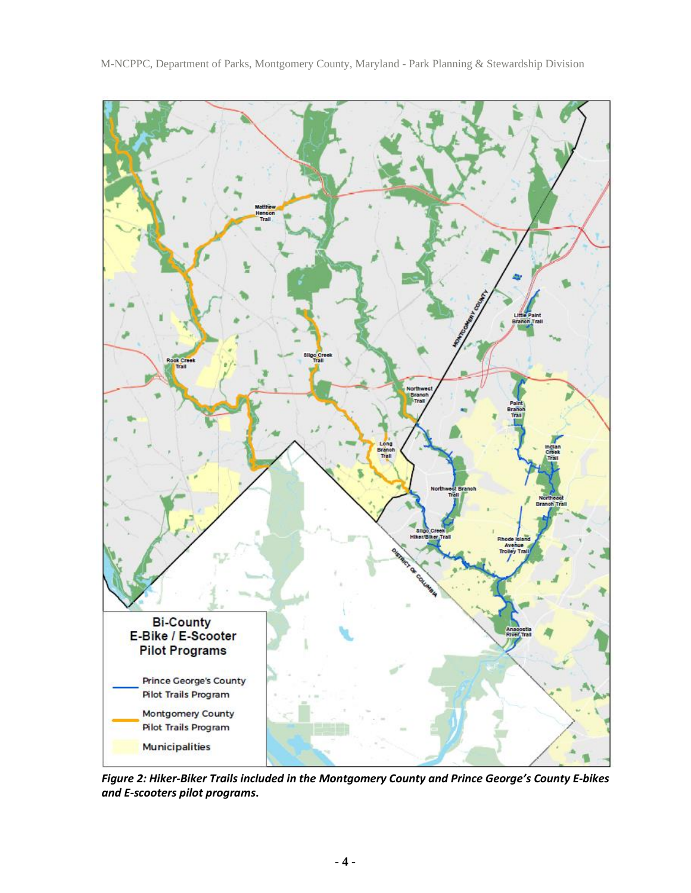*Figure 2: Hiker-Biker Trails included in the Montgomery County and Prince George's County E-bikes and E-scooters pilot programs.*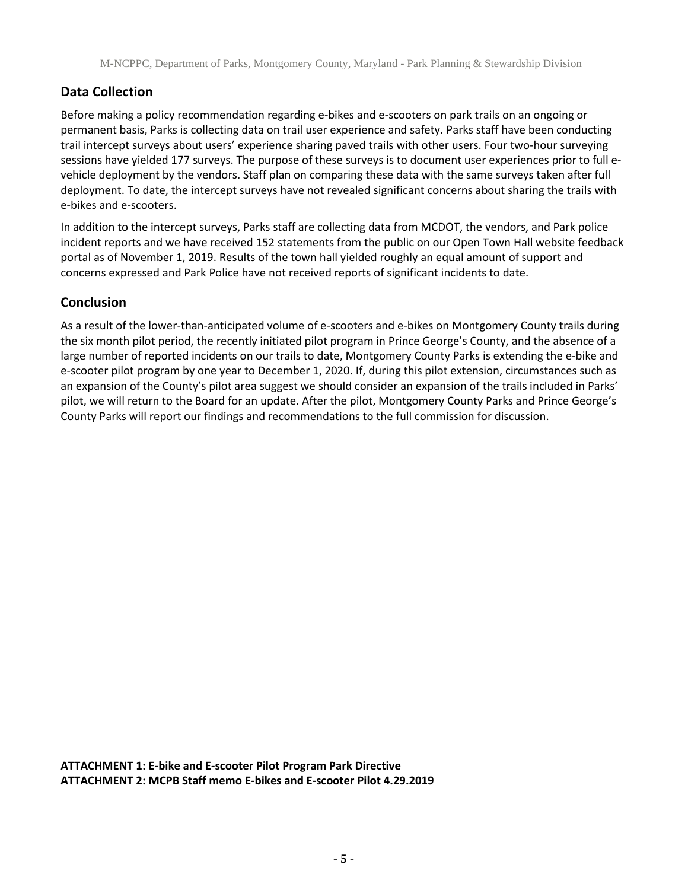## Data Collection

Before making a policy recommendation regarding e-bikes and e-scooters on park trails on an ongoing or permanent basis, Parks is collecting data on trail user experience and safety. Parks staff have been conducting trail intercept surveys about users' experience sharing paved trails with other users. Four two-hour surveying sessions have yielded 177 surveys. The purpose of these surveys is to document user experiences prior to full e-vehicle deployment by the vendors. Staff plan on comparing these data with the same surveys taken after full deployment. To date, the intercept surveys have not revealed significant concerns about sharing the trails with e-bikes and e-scooters.

In addition to the intercept surveys, Parks staff are collecting data from MCDOT, the vendors, and Park police incident reports and we have received 152 statements from the public on our Open Town Hall website feedback portal as of November 1, 2019. Results of the town hall yielded roughly an equal amount of support and concerns expressed and Park Police have not received reports of significant incidents to date.

## Conclusion

As a result of the lower-than-anticipated volume of e-scooters and e-bikes on Montgomery County trails during the six month pilot period, the recently initiated pilot program in Prince George's County, and the absence of a large number of reported incidents on our trails to date, Montgomery County Parks is extending the e-bike and e-scooter pilot program by one year to December 1, 2020. If, during this pilot extension, circumstances such as an expansion of the County's pilot area suggest we should consider an expansion of the trails included in Parks' pilot, we will return to the Board for an update. After the pilot, Montgomery County Parks and Prince George's County Parks will report our findings and recommendations to the full commission for discussion.

**ATTACHMENT 1: E-bike and E-scooter Pilot Program Park Directive**
**ATTACHMENT 2: MCPB Staff memo E-bikes and E-scooter Pilot 4.29.2019**